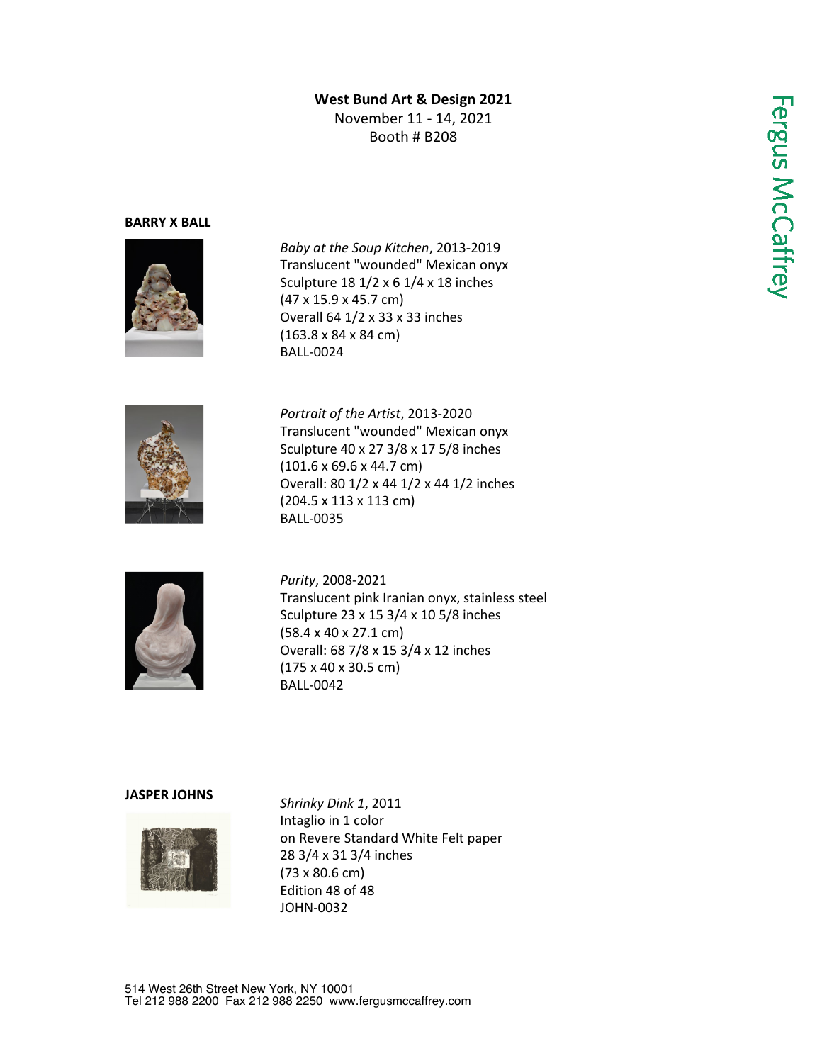**West Bund Art & Design 2021**
November 11 - 14, 2021
Booth # B208

**BARRY X BALL**

*Baby at the Soup Kitchen*, 2013-2019
Translucent "wounded" Mexican onyx
Sculpture 18 1/2 x 6 1/4 x 18 inches
(47 x 15.9 x 45.7 cm)
Overall 64 1/2 x 33 x 33 inches
(163.8 x 84 x 84 cm)
BALL-0024

*Portrait of the Artist*, 2013-2020
Translucent "wounded" Mexican onyx
Sculpture 40 x 27 3/8 x 17 5/8 inches
(101.6 x 69.6 x 44.7 cm)
Overall: 80 1/2 x 44 1/2 x 44 1/2 inches
(204.5 x 113 x 113 cm)
BALL-0035

*Purity*, 2008-2021
Translucent pink Iranian onyx, stainless steel
Sculpture 23 x 15 3/4 x 10 5/8 inches
(58.4 x 40 x 27.1 cm)
Overall: 68 7/8 x 15 3/4 x 12 inches
(175 x 40 x 30.5 cm)
BALL-0042

**JASPER JOHNS**

*Shrinky Dink 1*, 2011
Intaglio in 1 color
on Revere Standard White Felt paper
28 3/4 x 31 3/4 inches
(73 x 80.6 cm)
Edition 48 of 48
JOHN-0032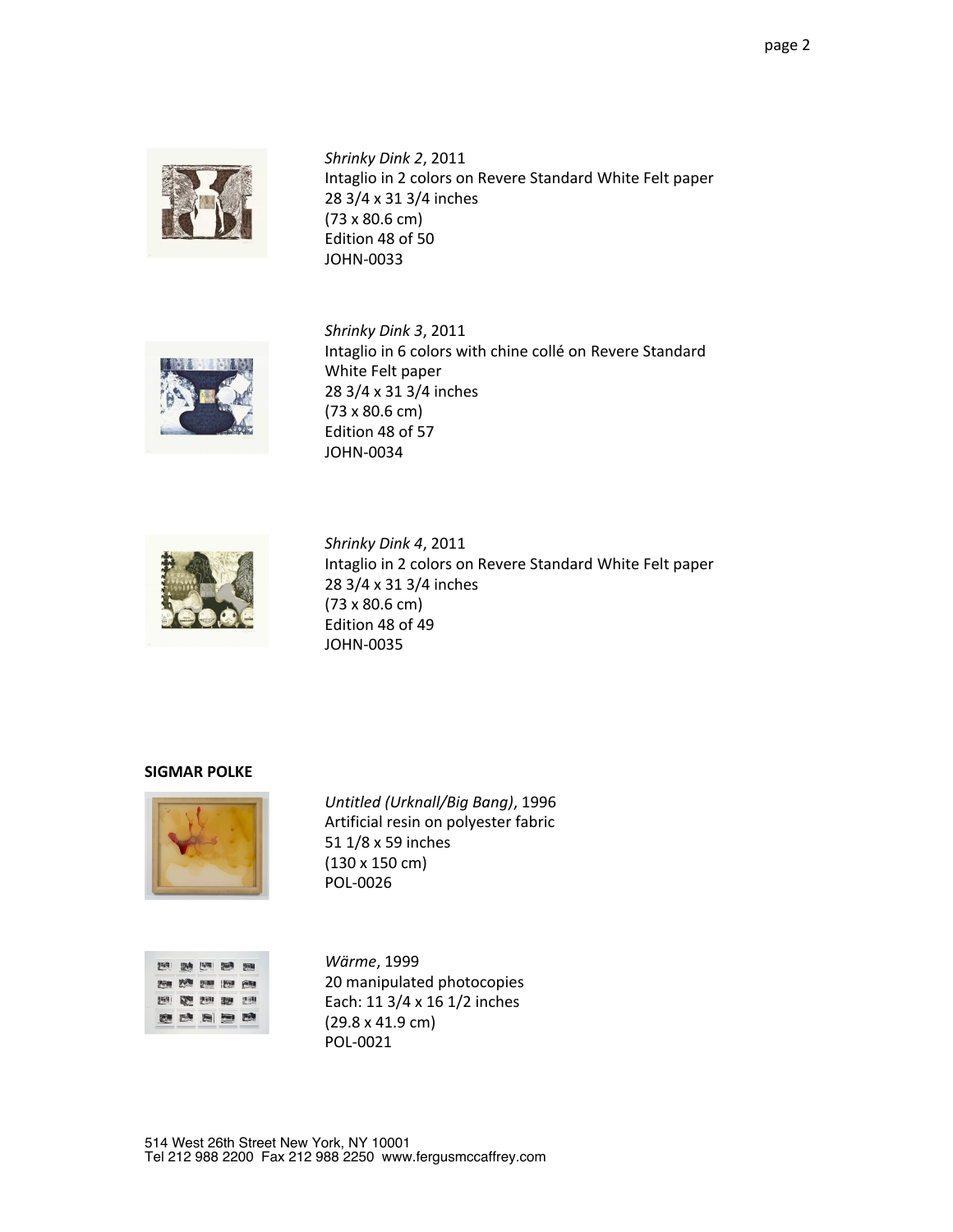*Shrinky Dink 2*, 2011
Intaglio in 2 colors on Revere Standard White Felt paper
28 3/4 x 31 3/4 inches
(73 x 80.6 cm)
Edition 48 of 50
JOHN-0033

*Shrinky Dink 3*, 2011
Intaglio in 6 colors with chine collé on Revere Standard White Felt paper
28 3/4 x 31 3/4 inches
(73 x 80.6 cm)
Edition 48 of 57
JOHN-0034

*Shrinky Dink 4*, 2011
Intaglio in 2 colors on Revere Standard White Felt paper
28 3/4 x 31 3/4 inches
(73 x 80.6 cm)
Edition 48 of 49
JOHN-0035

**SIGMAR POLKE**

*Untitled (Urknall/Big Bang)*, 1996
Artificial resin on polyester fabric
51 1/8 x 59 inches
(130 x 150 cm)
POL-0026

*Wärme*, 1999
20 manipulated photocopies
Each: 11 3/4 x 16 1/2 inches
(29.8 x 41.9 cm)
POL-0021

514 West 26th Street New York, NY 10001
Tel 212 988 2200 Fax 212 988 2250 www.fergusmccaffrey.com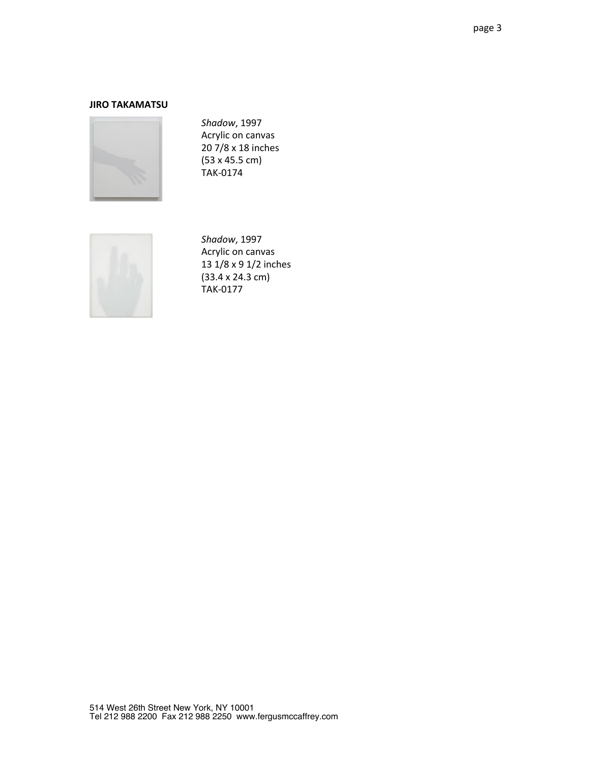**JIRO TAKAMATSU**

*Shadow*, 1997
Acrylic on canvas
20 7/8 x 18 inches
(53 x 45.5 cm)
TAK-0174

*Shadow*, 1997
Acrylic on canvas
13 1/8 x 9 1/2 inches
(33.4 x 24.3 cm)
TAK-0177

514 West 26th Street New York, NY 10001
Tel 212 988 2200 Fax 212 988 2250 www.fergusmccaffrey.com